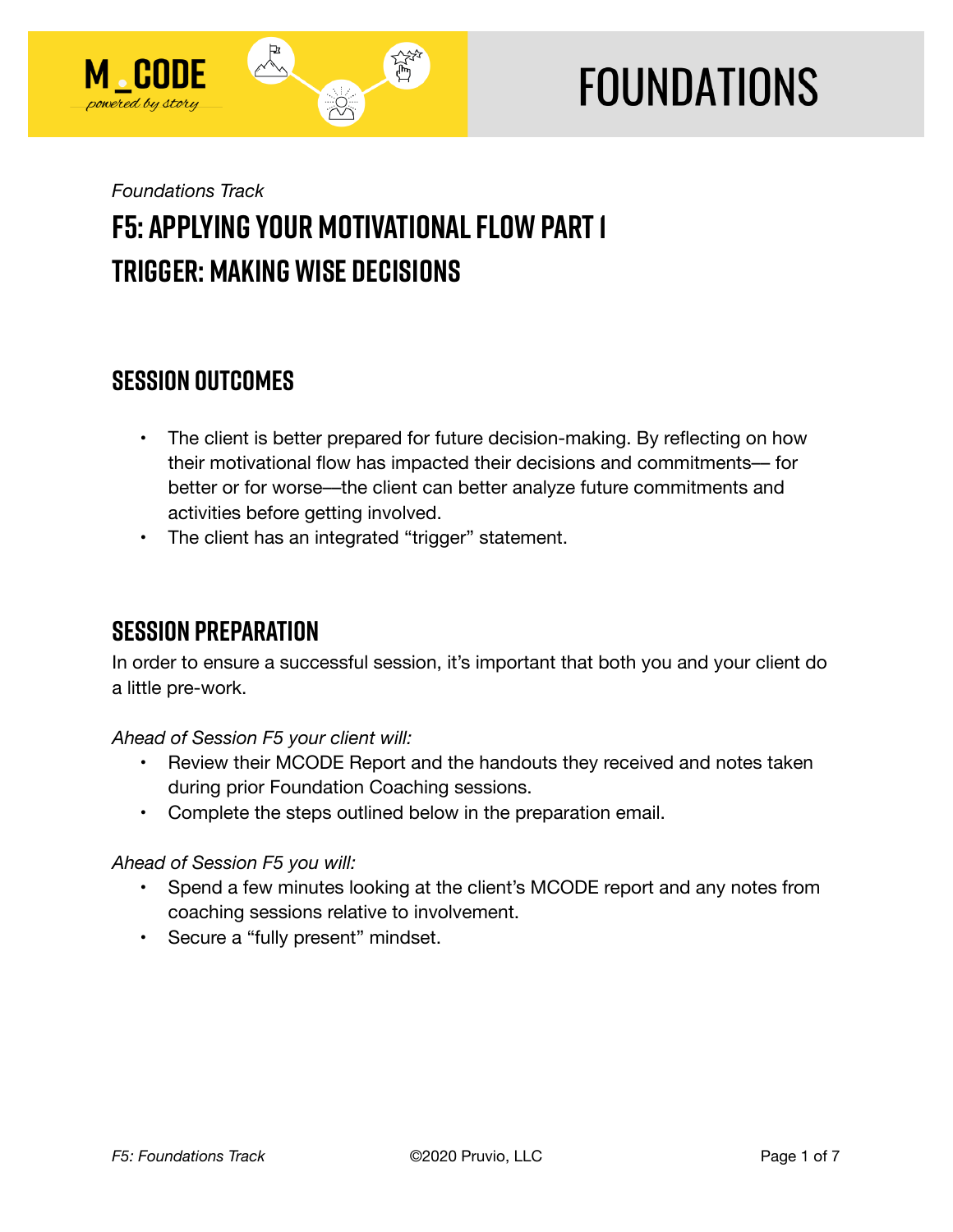FOUNDATIONS

*Foundations Track*

# F5: APPLYING YOUR MOTIVATIONAL FLOW PART I
# TRIGGER: MAKING WISE DECISIONS

## SESSION OUTCOMES

- The client is better prepared for future decision-making. By reflecting on how their motivational flow has impacted their decisions and commitments— for better or for worse—the client can better analyze future commitments and activities before getting involved.
- The client has an integrated "trigger" statement.

## SESSION PREPARATION

In order to ensure a successful session, it's important that both you and your client do a little pre-work.

*Ahead of Session F5 your client will:*

- Review their MCODE Report and the handouts they received and notes taken during prior Foundation Coaching sessions.
- Complete the steps outlined below in the preparation email.

*Ahead of Session F5 you will:*

- Spend a few minutes looking at the client's MCODE report and any notes from coaching sessions relative to involvement.
- Secure a "fully present" mindset.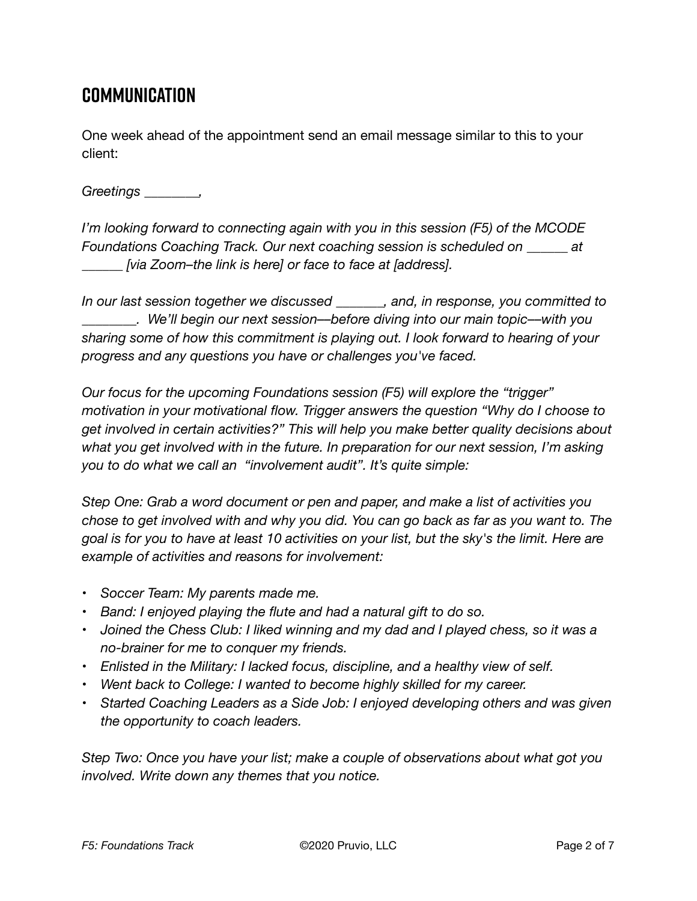## COMMUNICATION

One week ahead of the appointment send an email message similar to this to your client:

*Greetings ________,*

*I'm looking forward to connecting again with you in this session (F5) of the MCODE Foundations Coaching Track. Our next coaching session is scheduled on ______ at ______ [via Zoom–the link is here] or face to face at [address].*

*In our last session together we discussed _______, and, in response, you committed to ________. We'll begin our next session—before diving into our main topic—with you sharing some of how this commitment is playing out. I look forward to hearing of your progress and any questions you have or challenges you've faced.*

*Our focus for the upcoming Foundations session (F5) will explore the "trigger" motivation in your motivational flow. Trigger answers the question "Why do I choose to get involved in certain activities?" This will help you make better quality decisions about what you get involved with in the future. In preparation for our next session, I'm asking you to do what we call an "involvement audit". It's quite simple:*

*Step One: Grab a word document or pen and paper, and make a list of activities you chose to get involved with and why you did. You can go back as far as you want to. The goal is for you to have at least 10 activities on your list, but the sky's the limit. Here are example of activities and reasons for involvement:*

- *Soccer Team: My parents made me.*
- *Band: I enjoyed playing the flute and had a natural gift to do so.*
- *Joined the Chess Club: I liked winning and my dad and I played chess, so it was a no-brainer for me to conquer my friends.*
- *Enlisted in the Military: I lacked focus, discipline, and a healthy view of self.*
- *Went back to College: I wanted to become highly skilled for my career.*
- *Started Coaching Leaders as a Side Job: I enjoyed developing others and was given the opportunity to coach leaders.*

*Step Two: Once you have your list; make a couple of observations about what got you involved. Write down any themes that you notice.*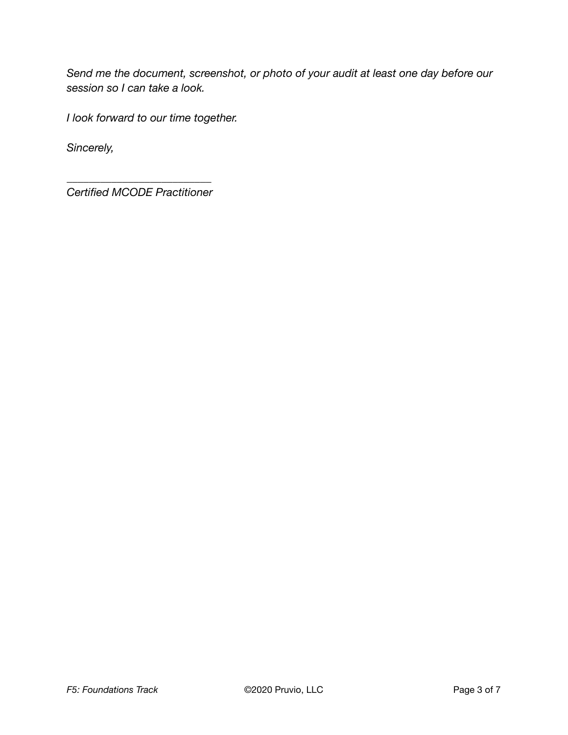*Send me the document, screenshot, or photo of your audit at least one day before our session so I can take a look.*

*I look forward to our time together.*

*Sincerely,*

*______________________________*
*Certified MCODE Practitioner*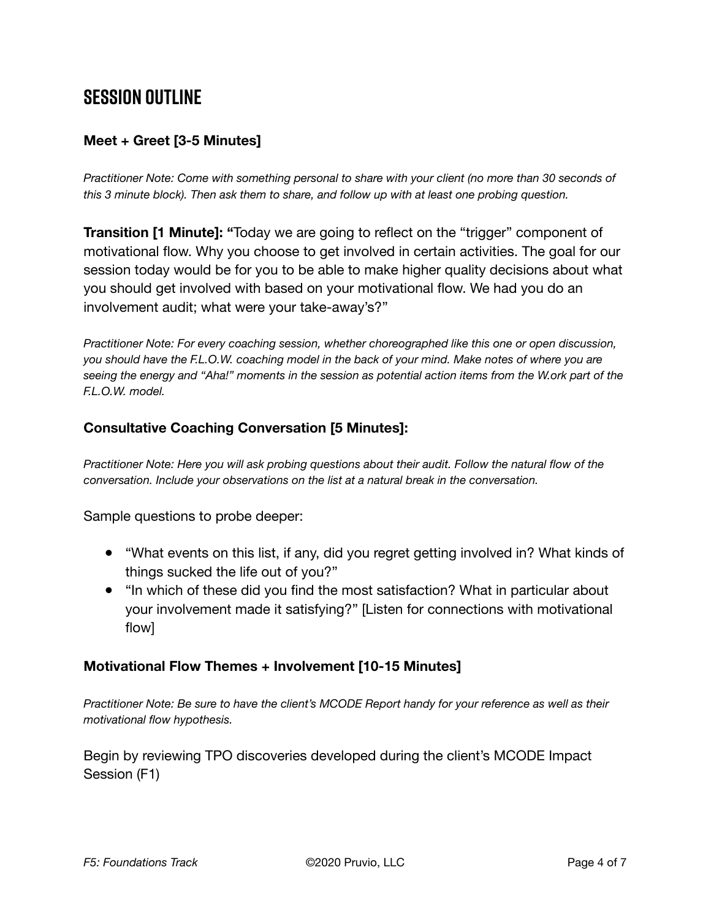# SESSION OUTLINE

### Meet + Greet [3-5 Minutes]

*Practitioner Note: Come with something personal to share with your client (no more than 30 seconds of this 3 minute block). Then ask them to share, and follow up with at least one probing question.*

**Transition [1 Minute]: "**Today we are going to reflect on the "trigger" component of motivational flow. Why you choose to get involved in certain activities. The goal for our session today would be for you to be able to make higher quality decisions about what you should get involved with based on your motivational flow. We had you do an involvement audit; what were your take-away's?"

*Practitioner Note: For every coaching session, whether choreographed like this one or open discussion, you should have the F.L.O.W. coaching model in the back of your mind. Make notes of where you are seeing the energy and "Aha!" moments in the session as potential action items from the W.ork part of the F.L.O.W. model.*

### Consultative Coaching Conversation [5 Minutes]:

*Practitioner Note: Here you will ask probing questions about their audit. Follow the natural flow of the conversation. Include your observations on the list at a natural break in the conversation.*

Sample questions to probe deeper:

- "What events on this list, if any, did you regret getting involved in? What kinds of things sucked the life out of you?"
- "In which of these did you find the most satisfaction? What in particular about your involvement made it satisfying?" [Listen for connections with motivational flow]

### Motivational Flow Themes + Involvement [10-15 Minutes]

*Practitioner Note: Be sure to have the client's MCODE Report handy for your reference as well as their motivational flow hypothesis.*

Begin by reviewing TPO discoveries developed during the client's MCODE Impact Session (F1)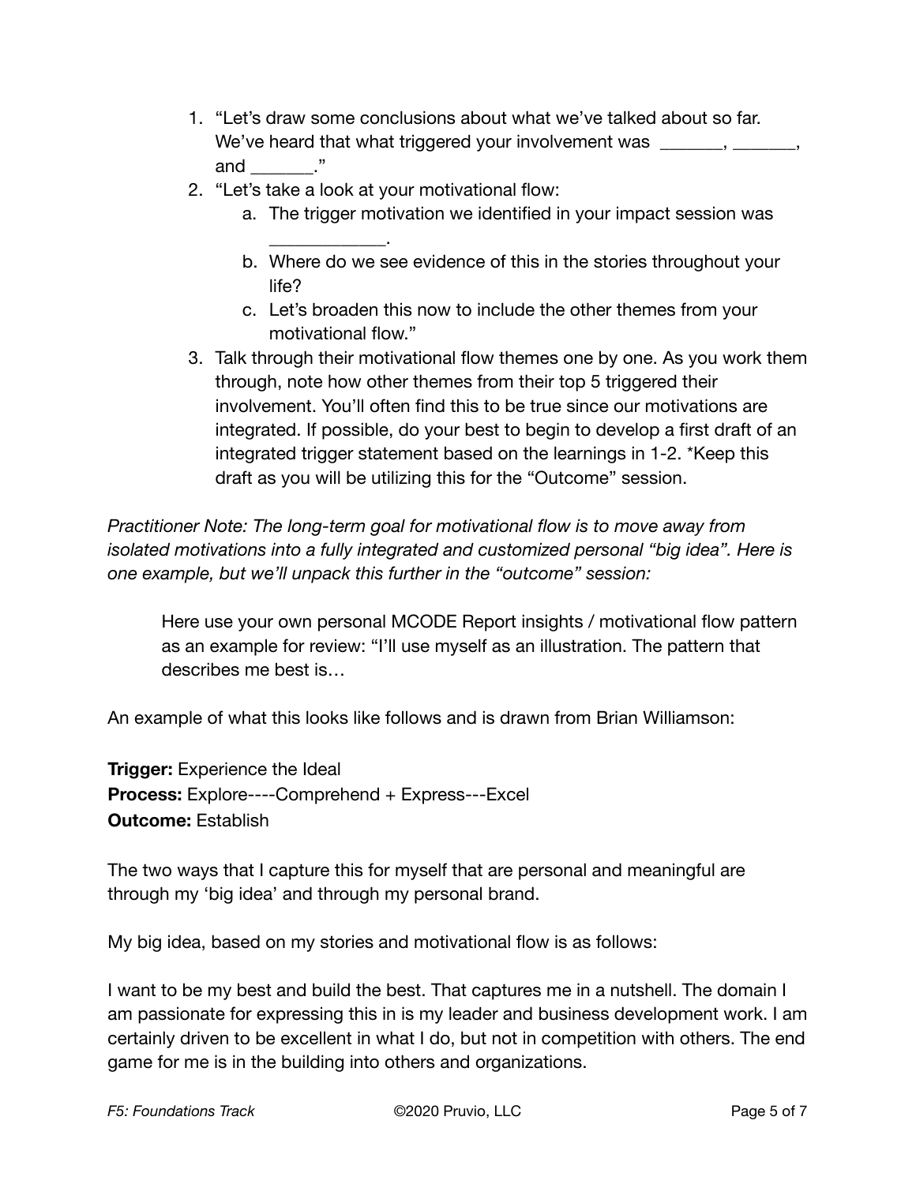1. "Let's draw some conclusions about what we've talked about so far. We've heard that what triggered your involvement was _______, _______, and _______."
2. "Let's take a look at your motivational flow:
    a. The trigger motivation we identified in your impact session was ____________.
    b. Where do we see evidence of this in the stories throughout your life?
    c. Let's broaden this now to include the other themes from your motivational flow."
3. Talk through their motivational flow themes one by one. As you work them through, note how other themes from their top 5 triggered their involvement. You'll often find this to be true since our motivations are integrated. If possible, do your best to begin to develop a first draft of an integrated trigger statement based on the learnings in 1-2. *Keep this draft as you will be utilizing this for the "Outcome" session.

*Practitioner Note: The long-term goal for motivational flow is to move away from isolated motivations into a fully integrated and customized personal "big idea". Here is one example, but we'll unpack this further in the "outcome" session:*

> Here use your own personal MCODE Report insights / motivational flow pattern as an example for review: "I'll use myself as an illustration. The pattern that describes me best is…

An example of what this looks like follows and is drawn from Brian Williamson:

**Trigger:** Experience the Ideal
**Process:** Explore----Comprehend + Express---Excel
**Outcome:** Establish

The two ways that I capture this for myself that are personal and meaningful are through my 'big idea' and through my personal brand.

My big idea, based on my stories and motivational flow is as follows:

I want to be my best and build the best. That captures me in a nutshell. The domain I am passionate for expressing this in is my leader and business development work. I am certainly driven to be excellent in what I do, but not in competition with others. The end game for me is in the building into others and organizations.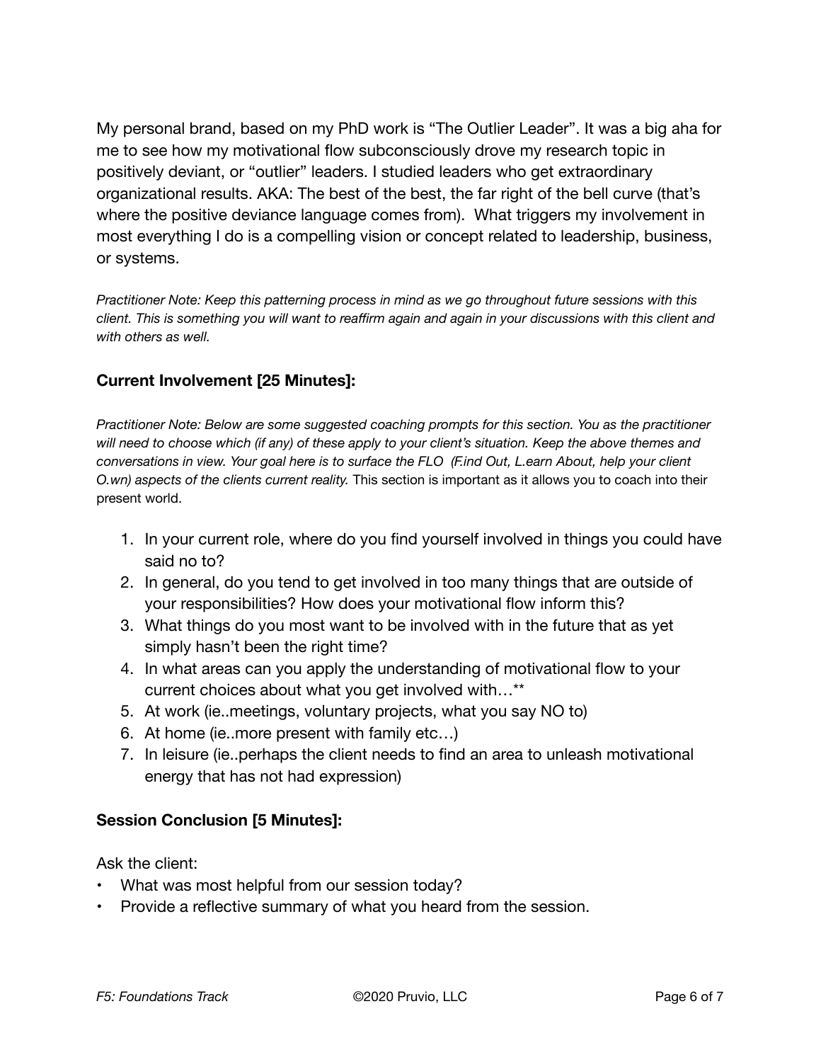My personal brand, based on my PhD work is “The Outlier Leader”. It was a big aha for me to see how my motivational flow subconsciously drove my research topic in positively deviant, or “outlier” leaders. I studied leaders who get extraordinary organizational results. AKA: The best of the best, the far right of the bell curve (that’s where the positive deviance language comes from). What triggers my involvement in most everything I do is a compelling vision or concept related to leadership, business, or systems.

*Practitioner Note: Keep this patterning process in mind as we go throughout future sessions with this client. This is something you will want to reaffirm again and again in your discussions with this client and with others as well.*

### Current Involvement [25 Minutes]:

*Practitioner Note: Below are some suggested coaching prompts for this section. You as the practitioner will need to choose which (if any) of these apply to your client’s situation. Keep the above themes and conversations in view. Your goal here is to surface the FLO (F.ind Out, L.earn About, help your client O.wn) aspects of the clients current reality.* This section is important as it allows you to coach into their present world.

1. In your current role, where do you find yourself involved in things you could have said no to?
2. In general, do you tend to get involved in too many things that are outside of your responsibilities? How does your motivational flow inform this?
3. What things do you most want to be involved with in the future that as yet simply hasn’t been the right time?
4. In what areas can you apply the understanding of motivational flow to your current choices about what you get involved with…**
5. At work (ie..meetings, voluntary projects, what you say NO to)
6. At home (ie..more present with family etc…)
7. In leisure (ie..perhaps the client needs to find an area to unleash motivational energy that has not had expression)

### Session Conclusion [5 Minutes]:

Ask the client:

- What was most helpful from our session today?
- Provide a reflective summary of what you heard from the session.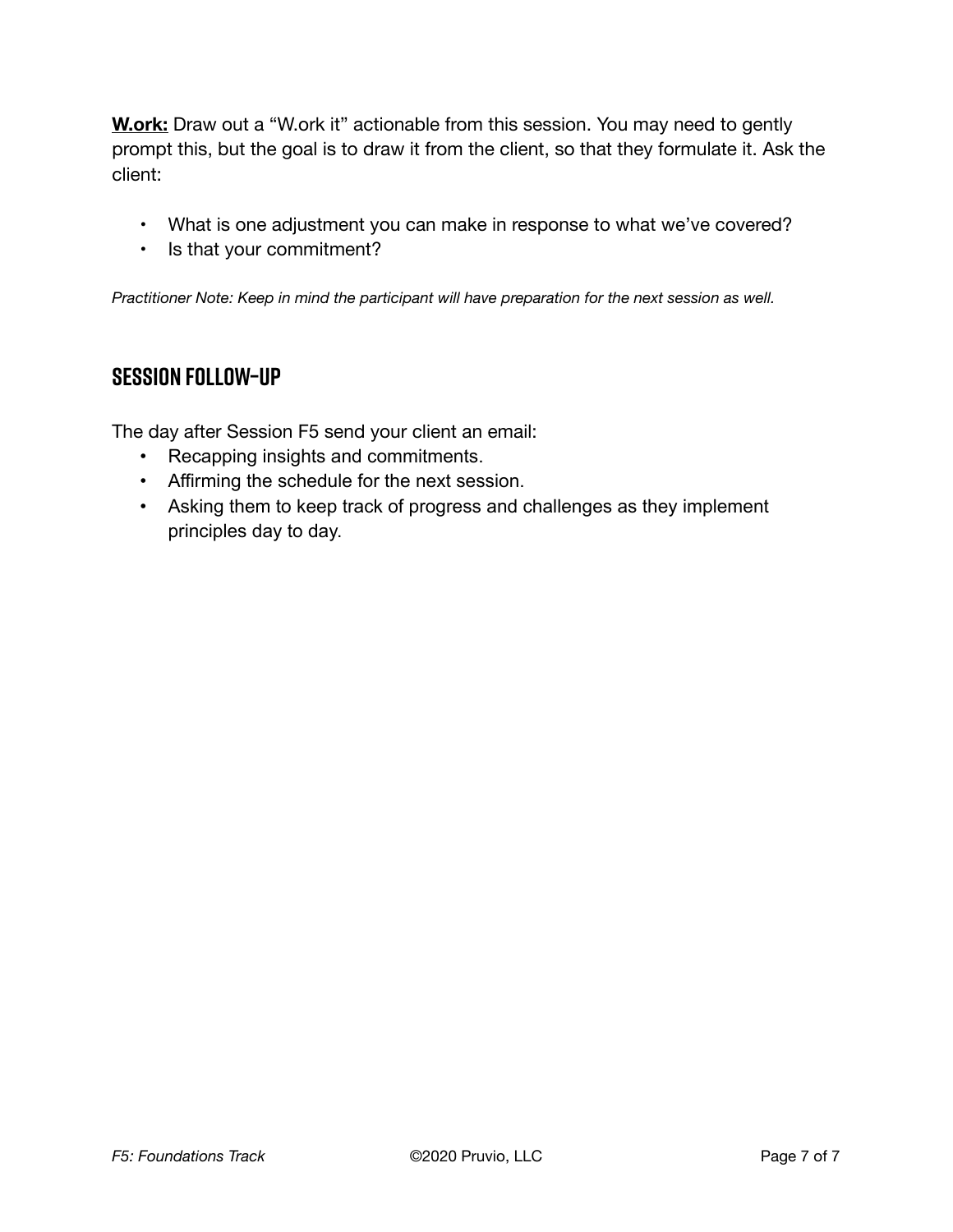**W.ork:** Draw out a "W.ork it" actionable from this session. You may need to gently prompt this, but the goal is to draw it from the client, so that they formulate it. Ask the client:

- What is one adjustment you can make in response to what we've covered?
- Is that your commitment?

*Practitioner Note: Keep in mind the participant will have preparation for the next session as well.*

## Session Follow-Up

The day after Session F5 send your client an email:

- Recapping insights and commitments.
- Affirming the schedule for the next session.
- Asking them to keep track of progress and challenges as they implement principles day to day.